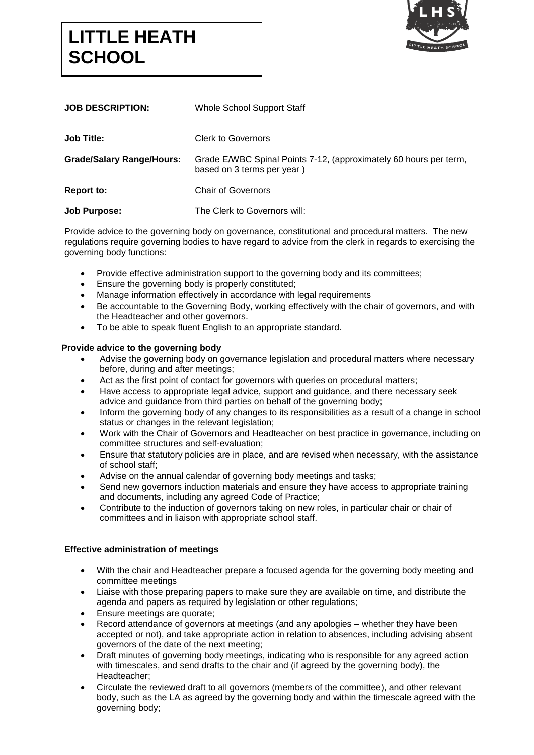# LITTLE HEATH SCHOOL

| | |
|---|---|
| **JOB DESCRIPTION:** | Whole School Support Staff |
| **Job Title:** | Clerk to Governors |
| **Grade/Salary Range/Hours:** | Grade E/WBC Spinal Points 7-12, (approximately 60 hours per term, based on 3 terms per year ) |
| **Report to:** | Chair of Governors |
| **Job Purpose:** | The Clerk to Governors will: |

Provide advice to the governing body on governance, constitutional and procedural matters. The new regulations require governing bodies to have regard to advice from the clerk in regards to exercising the governing body functions:

- Provide effective administration support to the governing body and its committees;
- Ensure the governing body is properly constituted;
- Manage information effectively in accordance with legal requirements
- Be accountable to the Governing Body, working effectively with the chair of governors, and with the Headteacher and other governors.
- To be able to speak fluent English to an appropriate standard.

**Provide advice to the governing body**

- Advise the governing body on governance legislation and procedural matters where necessary before, during and after meetings;
- Act as the first point of contact for governors with queries on procedural matters;
- Have access to appropriate legal advice, support and guidance, and there necessary seek advice and guidance from third parties on behalf of the governing body;
- Inform the governing body of any changes to its responsibilities as a result of a change in school status or changes in the relevant legislation;
- Work with the Chair of Governors and Headteacher on best practice in governance, including on committee structures and self-evaluation;
- Ensure that statutory policies are in place, and are revised when necessary, with the assistance of school staff;
- Advise on the annual calendar of governing body meetings and tasks;
- Send new governors induction materials and ensure they have access to appropriate training and documents, including any agreed Code of Practice;
- Contribute to the induction of governors taking on new roles, in particular chair or chair of committees and in liaison with appropriate school staff.

**Effective administration of meetings**

- With the chair and Headteacher prepare a focused agenda for the governing body meeting and committee meetings
- Liaise with those preparing papers to make sure they are available on time, and distribute the agenda and papers as required by legislation or other regulations;
- Ensure meetings are quorate;
- Record attendance of governors at meetings (and any apologies – whether they have been accepted or not), and take appropriate action in relation to absences, including advising absent governors of the date of the next meeting;
- Draft minutes of governing body meetings, indicating who is responsible for any agreed action with timescales, and send drafts to the chair and (if agreed by the governing body), the Headteacher;
- Circulate the reviewed draft to all governors (members of the committee), and other relevant body, such as the LA as agreed by the governing body and within the timescale agreed with the governing body;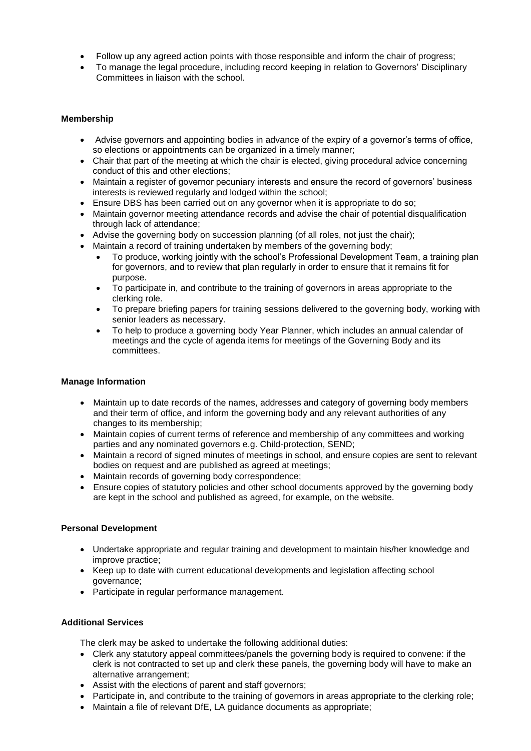- Follow up any agreed action points with those responsible and inform the chair of progress;
- To manage the legal procedure, including record keeping in relation to Governors' Disciplinary Committees in liaison with the school.

**Membership**

- Advise governors and appointing bodies in advance of the expiry of a governor's terms of office, so elections or appointments can be organized in a timely manner;
- Chair that part of the meeting at which the chair is elected, giving procedural advice concerning conduct of this and other elections;
- Maintain a register of governor pecuniary interests and ensure the record of governors' business interests is reviewed regularly and lodged within the school;
- Ensure DBS has been carried out on any governor when it is appropriate to do so;
- Maintain governor meeting attendance records and advise the chair of potential disqualification through lack of attendance;
- Advise the governing body on succession planning (of all roles, not just the chair);
- Maintain a record of training undertaken by members of the governing body;
  - To produce, working jointly with the school's Professional Development Team, a training plan for governors, and to review that plan regularly in order to ensure that it remains fit for purpose.
  - To participate in, and contribute to the training of governors in areas appropriate to the clerking role.
  - To prepare briefing papers for training sessions delivered to the governing body, working with senior leaders as necessary.
  - To help to produce a governing body Year Planner, which includes an annual calendar of meetings and the cycle of agenda items for meetings of the Governing Body and its committees.

**Manage Information**

- Maintain up to date records of the names, addresses and category of governing body members and their term of office, and inform the governing body and any relevant authorities of any changes to its membership;
- Maintain copies of current terms of reference and membership of any committees and working parties and any nominated governors e.g. Child-protection, SEND;
- Maintain a record of signed minutes of meetings in school, and ensure copies are sent to relevant bodies on request and are published as agreed at meetings;
- Maintain records of governing body correspondence;
- Ensure copies of statutory policies and other school documents approved by the governing body are kept in the school and published as agreed, for example, on the website.

**Personal Development**

- Undertake appropriate and regular training and development to maintain his/her knowledge and improve practice;
- Keep up to date with current educational developments and legislation affecting school governance;
- Participate in regular performance management.

**Additional Services**

The clerk may be asked to undertake the following additional duties:

- Clerk any statutory appeal committees/panels the governing body is required to convene: if the clerk is not contracted to set up and clerk these panels, the governing body will have to make an alternative arrangement;
- Assist with the elections of parent and staff governors;
- Participate in, and contribute to the training of governors in areas appropriate to the clerking role;
- Maintain a file of relevant DfE, LA guidance documents as appropriate;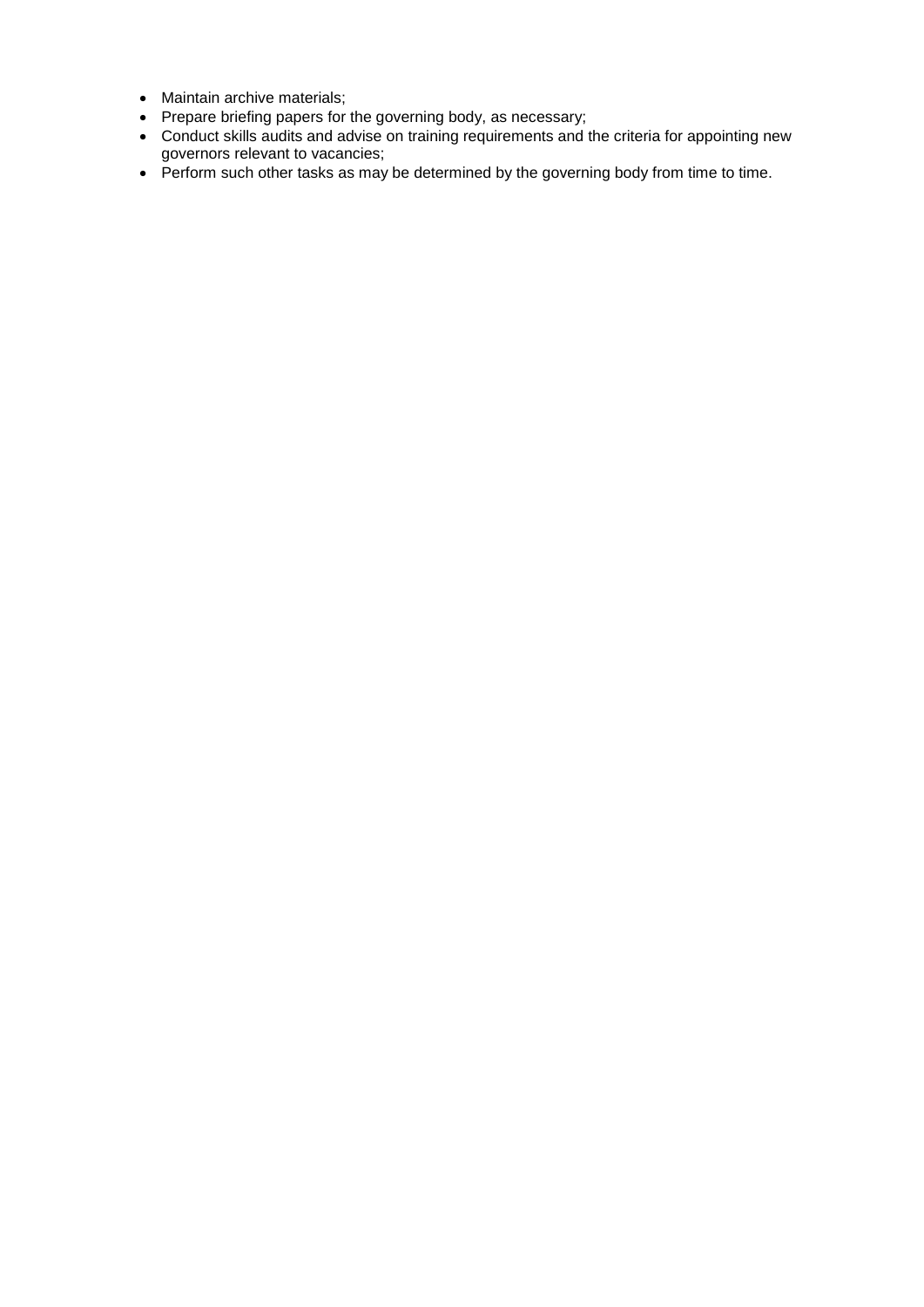- Maintain archive materials;
- Prepare briefing papers for the governing body, as necessary;
- Conduct skills audits and advise on training requirements and the criteria for appointing new governors relevant to vacancies;
- Perform such other tasks as may be determined by the governing body from time to time.